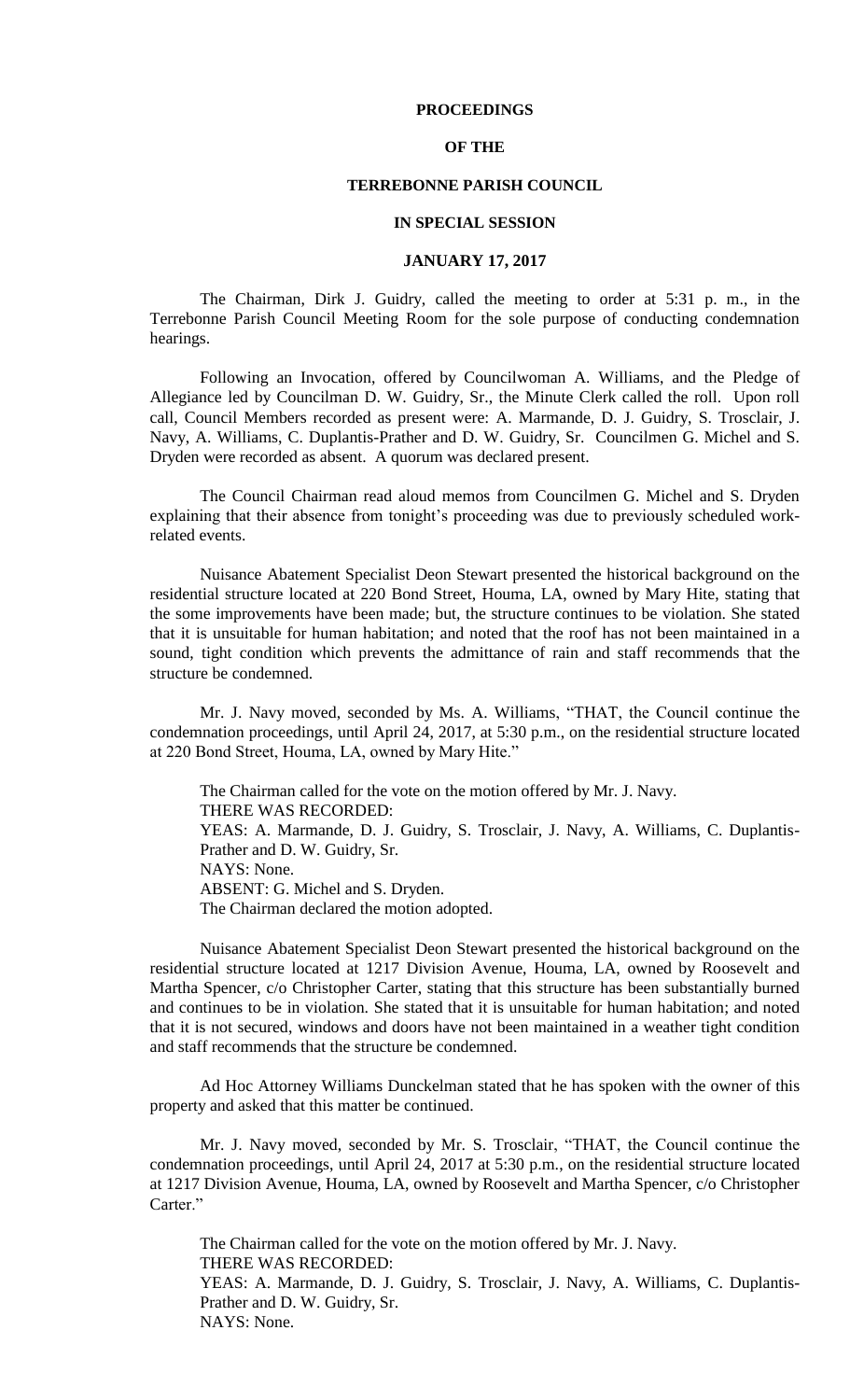# PROCEEDINGS

# OF THE

# TERREBONNE PARISH COUNCIL

# IN SPECIAL SESSION

# JANUARY 17, 2017

The Chairman, Dirk J. Guidry, called the meeting to order at 5:31 p. m., in the Terrebonne Parish Council Meeting Room for the sole purpose of conducting condemnation hearings.

Following an Invocation, offered by Councilwoman A. Williams, and the Pledge of Allegiance led by Councilman D. W. Guidry, Sr., the Minute Clerk called the roll. Upon roll call, Council Members recorded as present were: A. Marmande, D. J. Guidry, S. Trosclair, J. Navy, A. Williams, C. Duplantis-Prather and D. W. Guidry, Sr. Councilmen G. Michel and S. Dryden were recorded as absent. A quorum was declared present.

The Council Chairman read aloud memos from Councilmen G. Michel and S. Dryden explaining that their absence from tonight's proceeding was due to previously scheduled work-related events.

Nuisance Abatement Specialist Deon Stewart presented the historical background on the residential structure located at 220 Bond Street, Houma, LA, owned by Mary Hite, stating that the some improvements have been made; but, the structure continues to be violation. She stated that it is unsuitable for human habitation; and noted that the roof has not been maintained in a sound, tight condition which prevents the admittance of rain and staff recommends that the structure be condemned.

Mr. J. Navy moved, seconded by Ms. A. Williams, "THAT, the Council continue the condemnation proceedings, until April 24, 2017, at 5:30 p.m., on the residential structure located at 220 Bond Street, Houma, LA, owned by Mary Hite."

The Chairman called for the vote on the motion offered by Mr. J. Navy.
THERE WAS RECORDED:
YEAS: A. Marmande, D. J. Guidry, S. Trosclair, J. Navy, A. Williams, C. Duplantis-Prather and D. W. Guidry, Sr.
NAYS: None.
ABSENT: G. Michel and S. Dryden.
The Chairman declared the motion adopted.

Nuisance Abatement Specialist Deon Stewart presented the historical background on the residential structure located at 1217 Division Avenue, Houma, LA, owned by Roosevelt and Martha Spencer, c/o Christopher Carter, stating that this structure has been substantially burned and continues to be in violation. She stated that it is unsuitable for human habitation; and noted that it is not secured, windows and doors have not been maintained in a weather tight condition and staff recommends that the structure be condemned.

Ad Hoc Attorney Williams Dunckelman stated that he has spoken with the owner of this property and asked that this matter be continued.

Mr. J. Navy moved, seconded by Mr. S. Trosclair, "THAT, the Council continue the condemnation proceedings, until April 24, 2017 at 5:30 p.m., on the residential structure located at 1217 Division Avenue, Houma, LA, owned by Roosevelt and Martha Spencer, c/o Christopher Carter."

The Chairman called for the vote on the motion offered by Mr. J. Navy.
THERE WAS RECORDED:
YEAS: A. Marmande, D. J. Guidry, S. Trosclair, J. Navy, A. Williams, C. Duplantis-Prather and D. W. Guidry, Sr.
NAYS: None.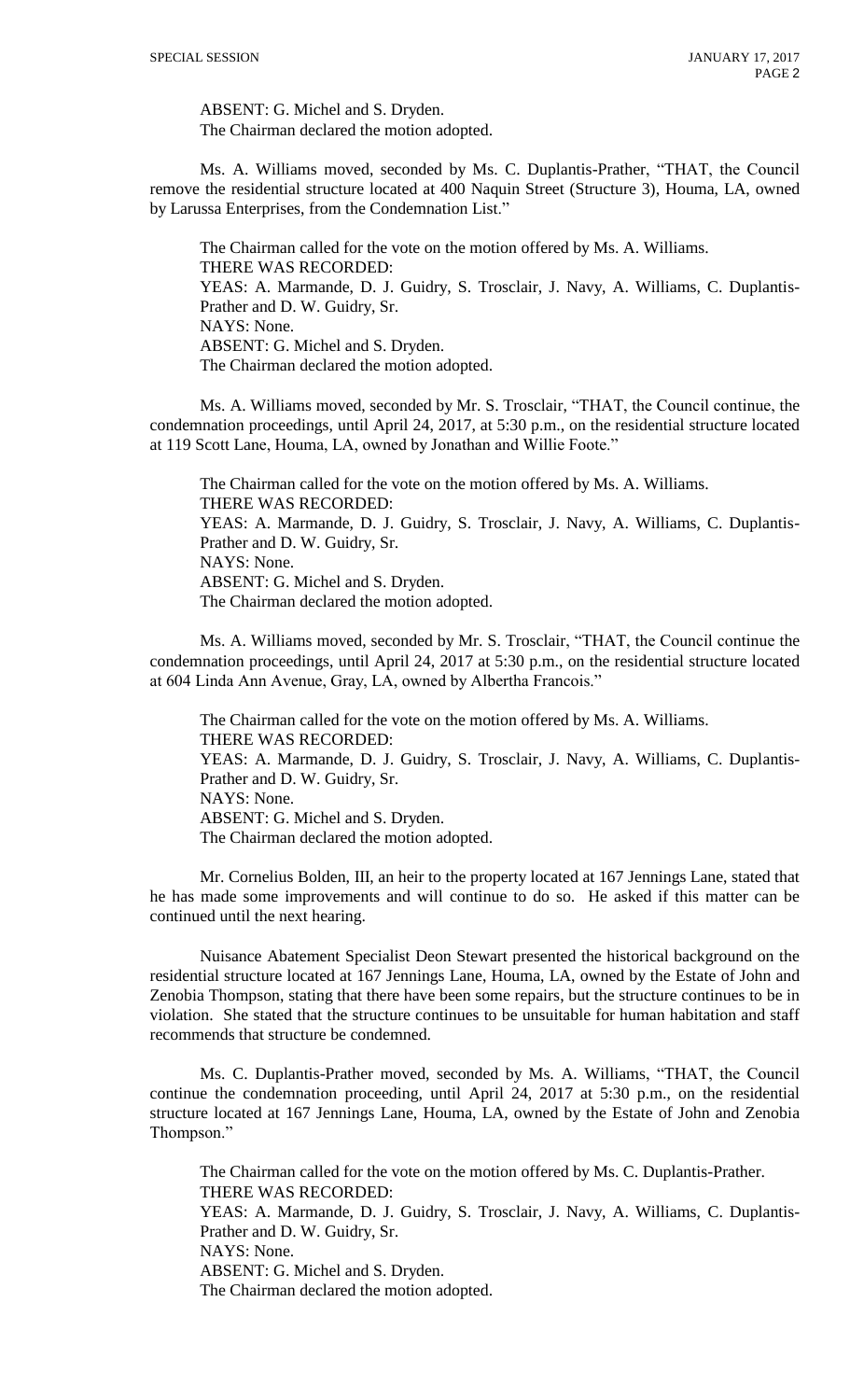ABSENT: G. Michel and S. Dryden.
The Chairman declared the motion adopted.

Ms. A. Williams moved, seconded by Ms. C. Duplantis-Prather, "THAT, the Council remove the residential structure located at 400 Naquin Street (Structure 3), Houma, LA, owned by Larussa Enterprises, from the Condemnation List."

The Chairman called for the vote on the motion offered by Ms. A. Williams.
THERE WAS RECORDED:
YEAS: A. Marmande, D. J. Guidry, S. Trosclair, J. Navy, A. Williams, C. Duplantis-Prather and D. W. Guidry, Sr.
NAYS: None.
ABSENT: G. Michel and S. Dryden.
The Chairman declared the motion adopted.

Ms. A. Williams moved, seconded by Mr. S. Trosclair, "THAT, the Council continue, the condemnation proceedings, until April 24, 2017, at 5:30 p.m., on the residential structure located at 119 Scott Lane, Houma, LA, owned by Jonathan and Willie Foote."

The Chairman called for the vote on the motion offered by Ms. A. Williams.
THERE WAS RECORDED:
YEAS: A. Marmande, D. J. Guidry, S. Trosclair, J. Navy, A. Williams, C. Duplantis-Prather and D. W. Guidry, Sr.
NAYS: None.
ABSENT: G. Michel and S. Dryden.
The Chairman declared the motion adopted.

Ms. A. Williams moved, seconded by Mr. S. Trosclair, "THAT, the Council continue the condemnation proceedings, until April 24, 2017 at 5:30 p.m., on the residential structure located at 604 Linda Ann Avenue, Gray, LA, owned by Albertha Francois."

The Chairman called for the vote on the motion offered by Ms. A. Williams.
THERE WAS RECORDED:
YEAS: A. Marmande, D. J. Guidry, S. Trosclair, J. Navy, A. Williams, C. Duplantis-Prather and D. W. Guidry, Sr.
NAYS: None.
ABSENT: G. Michel and S. Dryden.
The Chairman declared the motion adopted.

Mr. Cornelius Bolden, III, an heir to the property located at 167 Jennings Lane, stated that he has made some improvements and will continue to do so. He asked if this matter can be continued until the next hearing.

Nuisance Abatement Specialist Deon Stewart presented the historical background on the residential structure located at 167 Jennings Lane, Houma, LA, owned by the Estate of John and Zenobia Thompson, stating that there have been some repairs, but the structure continues to be in violation. She stated that the structure continues to be unsuitable for human habitation and staff recommends that structure be condemned.

Ms. C. Duplantis-Prather moved, seconded by Ms. A. Williams, "THAT, the Council continue the condemnation proceeding, until April 24, 2017 at 5:30 p.m., on the residential structure located at 167 Jennings Lane, Houma, LA, owned by the Estate of John and Zenobia Thompson."

The Chairman called for the vote on the motion offered by Ms. C. Duplantis-Prather.
THERE WAS RECORDED:
YEAS: A. Marmande, D. J. Guidry, S. Trosclair, J. Navy, A. Williams, C. Duplantis-Prather and D. W. Guidry, Sr.
NAYS: None.
ABSENT: G. Michel and S. Dryden.
The Chairman declared the motion adopted.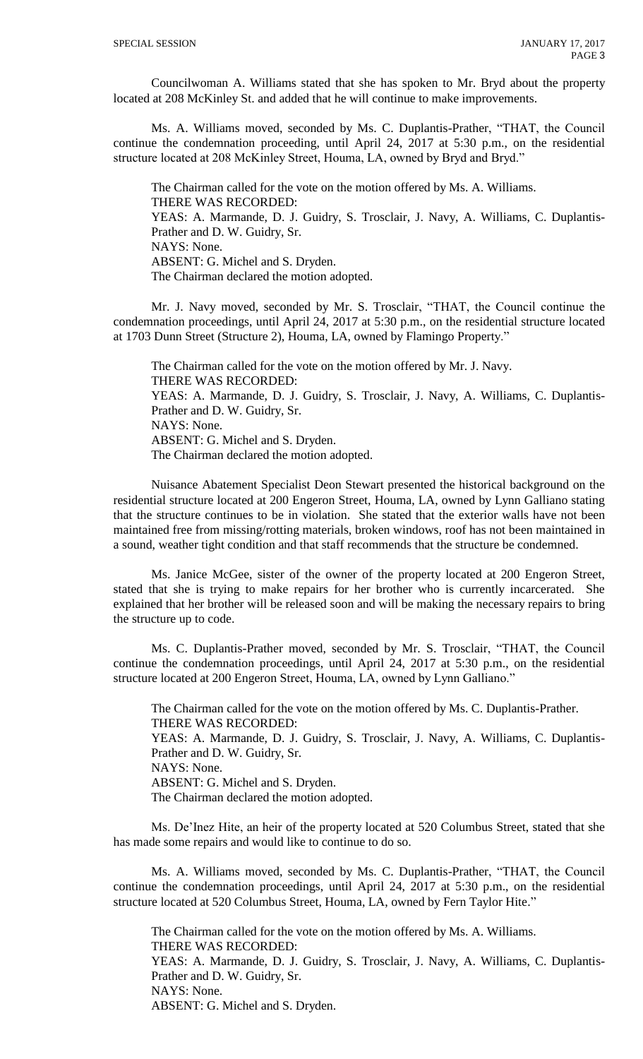Councilwoman A. Williams stated that she has spoken to Mr. Bryd about the property located at 208 McKinley St. and added that he will continue to make improvements.

Ms. A. Williams moved, seconded by Ms. C. Duplantis-Prather, "THAT, the Council continue the condemnation proceeding, until April 24, 2017 at 5:30 p.m., on the residential structure located at 208 McKinley Street, Houma, LA, owned by Bryd and Bryd."

The Chairman called for the vote on the motion offered by Ms. A. Williams.
THERE WAS RECORDED:
YEAS: A. Marmande, D. J. Guidry, S. Trosclair, J. Navy, A. Williams, C. Duplantis-Prather and D. W. Guidry, Sr.
NAYS: None.
ABSENT: G. Michel and S. Dryden.
The Chairman declared the motion adopted.

Mr. J. Navy moved, seconded by Mr. S. Trosclair, "THAT, the Council continue the condemnation proceedings, until April 24, 2017 at 5:30 p.m., on the residential structure located at 1703 Dunn Street (Structure 2), Houma, LA, owned by Flamingo Property."

The Chairman called for the vote on the motion offered by Mr. J. Navy.
THERE WAS RECORDED:
YEAS: A. Marmande, D. J. Guidry, S. Trosclair, J. Navy, A. Williams, C. Duplantis-Prather and D. W. Guidry, Sr.
NAYS: None.
ABSENT: G. Michel and S. Dryden.
The Chairman declared the motion adopted.

Nuisance Abatement Specialist Deon Stewart presented the historical background on the residential structure located at 200 Engeron Street, Houma, LA, owned by Lynn Galliano stating that the structure continues to be in violation. She stated that the exterior walls have not been maintained free from missing/rotting materials, broken windows, roof has not been maintained in a sound, weather tight condition and that staff recommends that the structure be condemned.

Ms. Janice McGee, sister of the owner of the property located at 200 Engeron Street, stated that she is trying to make repairs for her brother who is currently incarcerated. She explained that her brother will be released soon and will be making the necessary repairs to bring the structure up to code.

Ms. C. Duplantis-Prather moved, seconded by Mr. S. Trosclair, "THAT, the Council continue the condemnation proceedings, until April 24, 2017 at 5:30 p.m., on the residential structure located at 200 Engeron Street, Houma, LA, owned by Lynn Galliano."

The Chairman called for the vote on the motion offered by Ms. C. Duplantis-Prather.
THERE WAS RECORDED:
YEAS: A. Marmande, D. J. Guidry, S. Trosclair, J. Navy, A. Williams, C. Duplantis-Prather and D. W. Guidry, Sr.
NAYS: None.
ABSENT: G. Michel and S. Dryden.
The Chairman declared the motion adopted.

Ms. De'Inez Hite, an heir of the property located at 520 Columbus Street, stated that she has made some repairs and would like to continue to do so.

Ms. A. Williams moved, seconded by Ms. C. Duplantis-Prather, "THAT, the Council continue the condemnation proceedings, until April 24, 2017 at 5:30 p.m., on the residential structure located at 520 Columbus Street, Houma, LA, owned by Fern Taylor Hite."

The Chairman called for the vote on the motion offered by Ms. A. Williams.
THERE WAS RECORDED:
YEAS: A. Marmande, D. J. Guidry, S. Trosclair, J. Navy, A. Williams, C. Duplantis-Prather and D. W. Guidry, Sr.
NAYS: None.
ABSENT: G. Michel and S. Dryden.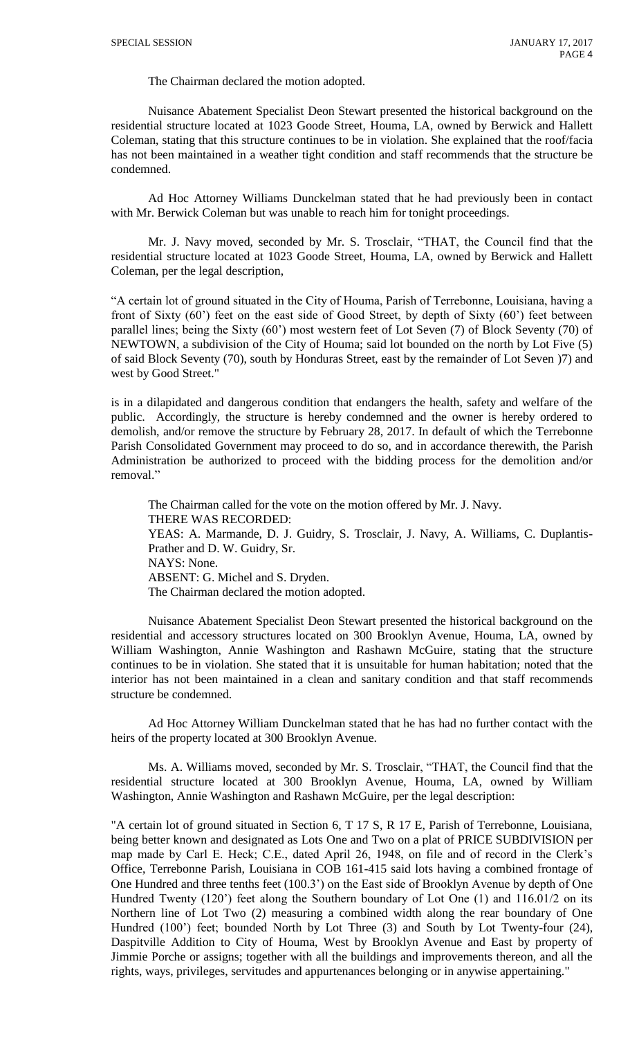The Chairman declared the motion adopted.

Nuisance Abatement Specialist Deon Stewart presented the historical background on the residential structure located at 1023 Goode Street, Houma, LA, owned by Berwick and Hallett Coleman, stating that this structure continues to be in violation. She explained that the roof/facia has not been maintained in a weather tight condition and staff recommends that the structure be condemned.

Ad Hoc Attorney Williams Dunckelman stated that he had previously been in contact with Mr. Berwick Coleman but was unable to reach him for tonight proceedings.

Mr. J. Navy moved, seconded by Mr. S. Trosclair, "THAT, the Council find that the residential structure located at 1023 Goode Street, Houma, LA, owned by Berwick and Hallett Coleman, per the legal description,

"A certain lot of ground situated in the City of Houma, Parish of Terrebonne, Louisiana, having a front of Sixty (60') feet on the east side of Good Street, by depth of Sixty (60') feet between parallel lines; being the Sixty (60') most western feet of Lot Seven (7) of Block Seventy (70) of NEWTOWN, a subdivision of the City of Houma; said lot bounded on the north by Lot Five (5) of said Block Seventy (70), south by Honduras Street, east by the remainder of Lot Seven )7) and west by Good Street."

is in a dilapidated and dangerous condition that endangers the health, safety and welfare of the public. Accordingly, the structure is hereby condemned and the owner is hereby ordered to demolish, and/or remove the structure by February 28, 2017. In default of which the Terrebonne Parish Consolidated Government may proceed to do so, and in accordance therewith, the Parish Administration be authorized to proceed with the bidding process for the demolition and/or removal."

The Chairman called for the vote on the motion offered by Mr. J. Navy.
THERE WAS RECORDED:
YEAS: A. Marmande, D. J. Guidry, S. Trosclair, J. Navy, A. Williams, C. Duplantis-Prather and D. W. Guidry, Sr.
NAYS: None.
ABSENT: G. Michel and S. Dryden.
The Chairman declared the motion adopted.

Nuisance Abatement Specialist Deon Stewart presented the historical background on the residential and accessory structures located on 300 Brooklyn Avenue, Houma, LA, owned by William Washington, Annie Washington and Rashawn McGuire, stating that the structure continues to be in violation. She stated that it is unsuitable for human habitation; noted that the interior has not been maintained in a clean and sanitary condition and that staff recommends structure be condemned.

Ad Hoc Attorney William Dunckelman stated that he has had no further contact with the heirs of the property located at 300 Brooklyn Avenue.

Ms. A. Williams moved, seconded by Mr. S. Trosclair, "THAT, the Council find that the residential structure located at 300 Brooklyn Avenue, Houma, LA, owned by William Washington, Annie Washington and Rashawn McGuire, per the legal description:

"A certain lot of ground situated in Section 6, T 17 S, R 17 E, Parish of Terrebonne, Louisiana, being better known and designated as Lots One and Two on a plat of PRICE SUBDIVISION per map made by Carl E. Heck; C.E., dated April 26, 1948, on file and of record in the Clerk's Office, Terrebonne Parish, Louisiana in COB 161-415 said lots having a combined frontage of One Hundred and three tenths feet (100.3') on the East side of Brooklyn Avenue by depth of One Hundred Twenty (120') feet along the Southern boundary of Lot One (1) and 116.01/2 on its Northern line of Lot Two (2) measuring a combined width along the rear boundary of One Hundred (100') feet; bounded North by Lot Three (3) and South by Lot Twenty-four (24), Daspitville Addition to City of Houma, West by Brooklyn Avenue and East by property of Jimmie Porche or assigns; together with all the buildings and improvements thereon, and all the rights, ways, privileges, servitudes and appurtenances belonging or in anywise appertaining."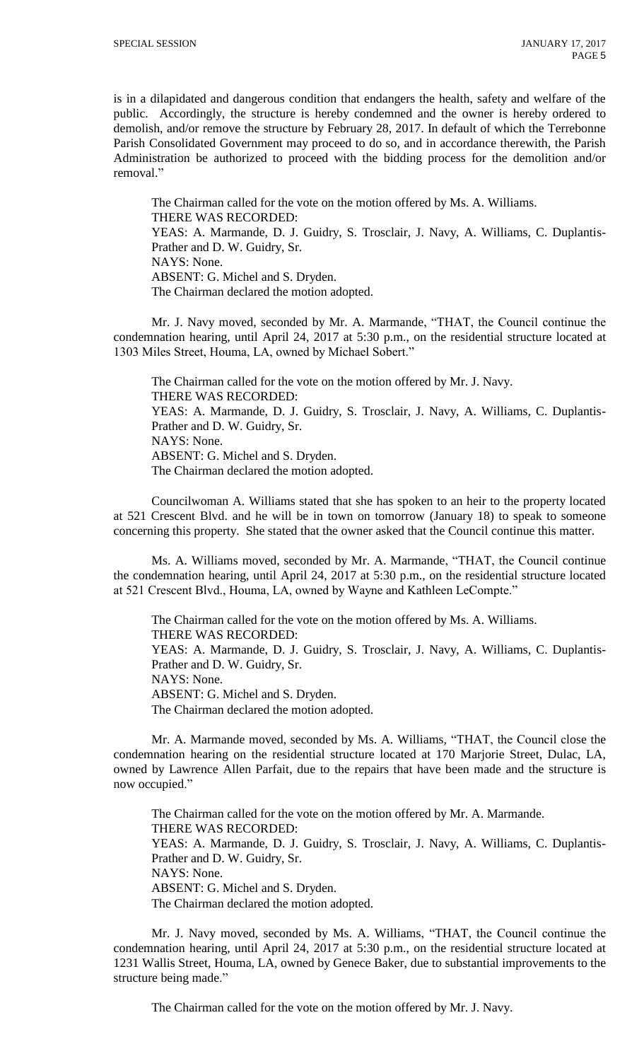is in a dilapidated and dangerous condition that endangers the health, safety and welfare of the public. Accordingly, the structure is hereby condemned and the owner is hereby ordered to demolish, and/or remove the structure by February 28, 2017. In default of which the Terrebonne Parish Consolidated Government may proceed to do so, and in accordance therewith, the Parish Administration be authorized to proceed with the bidding process for the demolition and/or removal."

The Chairman called for the vote on the motion offered by Ms. A. Williams.
THERE WAS RECORDED:
YEAS: A. Marmande, D. J. Guidry, S. Trosclair, J. Navy, A. Williams, C. Duplantis-Prather and D. W. Guidry, Sr.
NAYS: None.
ABSENT: G. Michel and S. Dryden.
The Chairman declared the motion adopted.

Mr. J. Navy moved, seconded by Mr. A. Marmande, "THAT, the Council continue the condemnation hearing, until April 24, 2017 at 5:30 p.m., on the residential structure located at 1303 Miles Street, Houma, LA, owned by Michael Sobert."

The Chairman called for the vote on the motion offered by Mr. J. Navy.
THERE WAS RECORDED:
YEAS: A. Marmande, D. J. Guidry, S. Trosclair, J. Navy, A. Williams, C. Duplantis-Prather and D. W. Guidry, Sr.
NAYS: None.
ABSENT: G. Michel and S. Dryden.
The Chairman declared the motion adopted.

Councilwoman A. Williams stated that she has spoken to an heir to the property located at 521 Crescent Blvd. and he will be in town on tomorrow (January 18) to speak to someone concerning this property. She stated that the owner asked that the Council continue this matter.

Ms. A. Williams moved, seconded by Mr. A. Marmande, "THAT, the Council continue the condemnation hearing, until April 24, 2017 at 5:30 p.m., on the residential structure located at 521 Crescent Blvd., Houma, LA, owned by Wayne and Kathleen LeCompte."

The Chairman called for the vote on the motion offered by Ms. A. Williams.
THERE WAS RECORDED:
YEAS: A. Marmande, D. J. Guidry, S. Trosclair, J. Navy, A. Williams, C. Duplantis-Prather and D. W. Guidry, Sr.
NAYS: None.
ABSENT: G. Michel and S. Dryden.
The Chairman declared the motion adopted.

Mr. A. Marmande moved, seconded by Ms. A. Williams, "THAT, the Council close the condemnation hearing on the residential structure located at 170 Marjorie Street, Dulac, LA, owned by Lawrence Allen Parfait, due to the repairs that have been made and the structure is now occupied."

The Chairman called for the vote on the motion offered by Mr. A. Marmande.
THERE WAS RECORDED:
YEAS: A. Marmande, D. J. Guidry, S. Trosclair, J. Navy, A. Williams, C. Duplantis-Prather and D. W. Guidry, Sr.
NAYS: None.
ABSENT: G. Michel and S. Dryden.
The Chairman declared the motion adopted.

Mr. J. Navy moved, seconded by Ms. A. Williams, "THAT, the Council continue the condemnation hearing, until April 24, 2017 at 5:30 p.m., on the residential structure located at 1231 Wallis Street, Houma, LA, owned by Genece Baker, due to substantial improvements to the structure being made."

The Chairman called for the vote on the motion offered by Mr. J. Navy.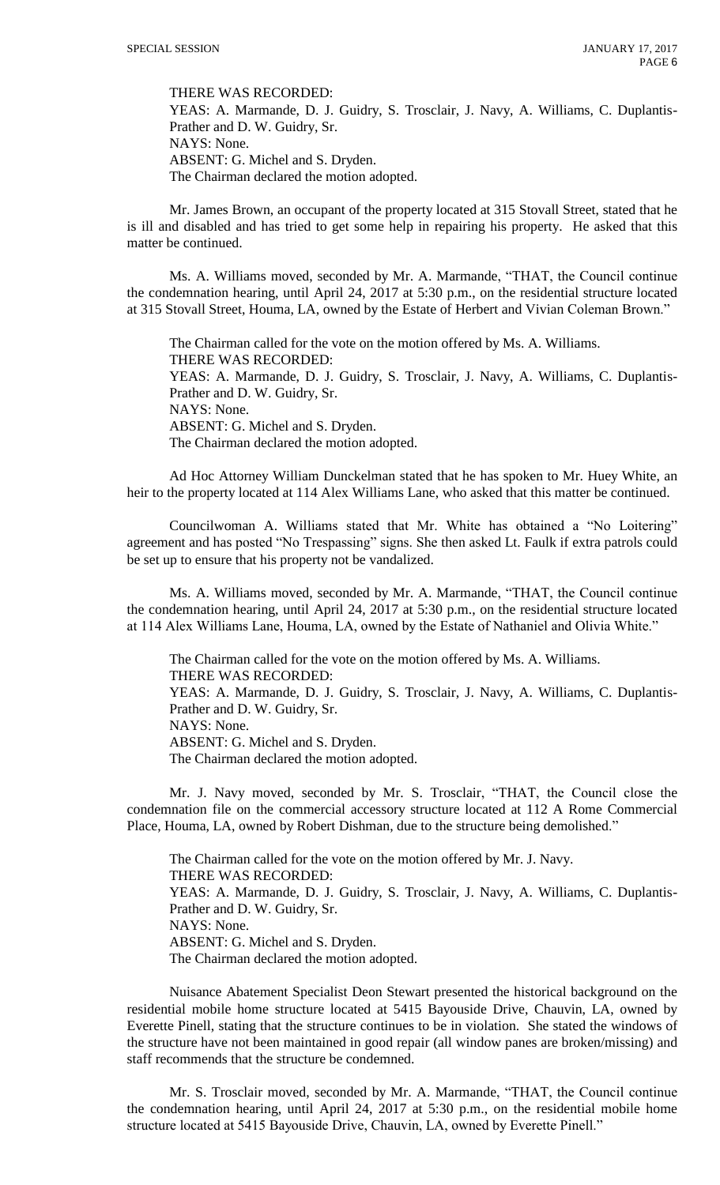THERE WAS RECORDED:
YEAS: A. Marmande, D. J. Guidry, S. Trosclair, J. Navy, A. Williams, C. Duplantis-Prather and D. W. Guidry, Sr.
NAYS: None.
ABSENT: G. Michel and S. Dryden.
The Chairman declared the motion adopted.

Mr. James Brown, an occupant of the property located at 315 Stovall Street, stated that he is ill and disabled and has tried to get some help in repairing his property. He asked that this matter be continued.

Ms. A. Williams moved, seconded by Mr. A. Marmande, "THAT, the Council continue the condemnation hearing, until April 24, 2017 at 5:30 p.m., on the residential structure located at 315 Stovall Street, Houma, LA, owned by the Estate of Herbert and Vivian Coleman Brown."

The Chairman called for the vote on the motion offered by Ms. A. Williams.
THERE WAS RECORDED:
YEAS: A. Marmande, D. J. Guidry, S. Trosclair, J. Navy, A. Williams, C. Duplantis-Prather and D. W. Guidry, Sr.
NAYS: None.
ABSENT: G. Michel and S. Dryden.
The Chairman declared the motion adopted.

Ad Hoc Attorney William Dunckelman stated that he has spoken to Mr. Huey White, an heir to the property located at 114 Alex Williams Lane, who asked that this matter be continued.

Councilwoman A. Williams stated that Mr. White has obtained a "No Loitering" agreement and has posted "No Trespassing" signs. She then asked Lt. Faulk if extra patrols could be set up to ensure that his property not be vandalized.

Ms. A. Williams moved, seconded by Mr. A. Marmande, "THAT, the Council continue the condemnation hearing, until April 24, 2017 at 5:30 p.m., on the residential structure located at 114 Alex Williams Lane, Houma, LA, owned by the Estate of Nathaniel and Olivia White."

The Chairman called for the vote on the motion offered by Ms. A. Williams.
THERE WAS RECORDED:
YEAS: A. Marmande, D. J. Guidry, S. Trosclair, J. Navy, A. Williams, C. Duplantis-Prather and D. W. Guidry, Sr.
NAYS: None.
ABSENT: G. Michel and S. Dryden.
The Chairman declared the motion adopted.

Mr. J. Navy moved, seconded by Mr. S. Trosclair, "THAT, the Council close the condemnation file on the commercial accessory structure located at 112 A Rome Commercial Place, Houma, LA, owned by Robert Dishman, due to the structure being demolished."

The Chairman called for the vote on the motion offered by Mr. J. Navy.
THERE WAS RECORDED:
YEAS: A. Marmande, D. J. Guidry, S. Trosclair, J. Navy, A. Williams, C. Duplantis-Prather and D. W. Guidry, Sr.
NAYS: None.
ABSENT: G. Michel and S. Dryden.
The Chairman declared the motion adopted.

Nuisance Abatement Specialist Deon Stewart presented the historical background on the residential mobile home structure located at 5415 Bayouside Drive, Chauvin, LA, owned by Everette Pinell, stating that the structure continues to be in violation. She stated the windows of the structure have not been maintained in good repair (all window panes are broken/missing) and staff recommends that the structure be condemned.

Mr. S. Trosclair moved, seconded by Mr. A. Marmande, "THAT, the Council continue the condemnation hearing, until April 24, 2017 at 5:30 p.m., on the residential mobile home structure located at 5415 Bayouside Drive, Chauvin, LA, owned by Everette Pinell."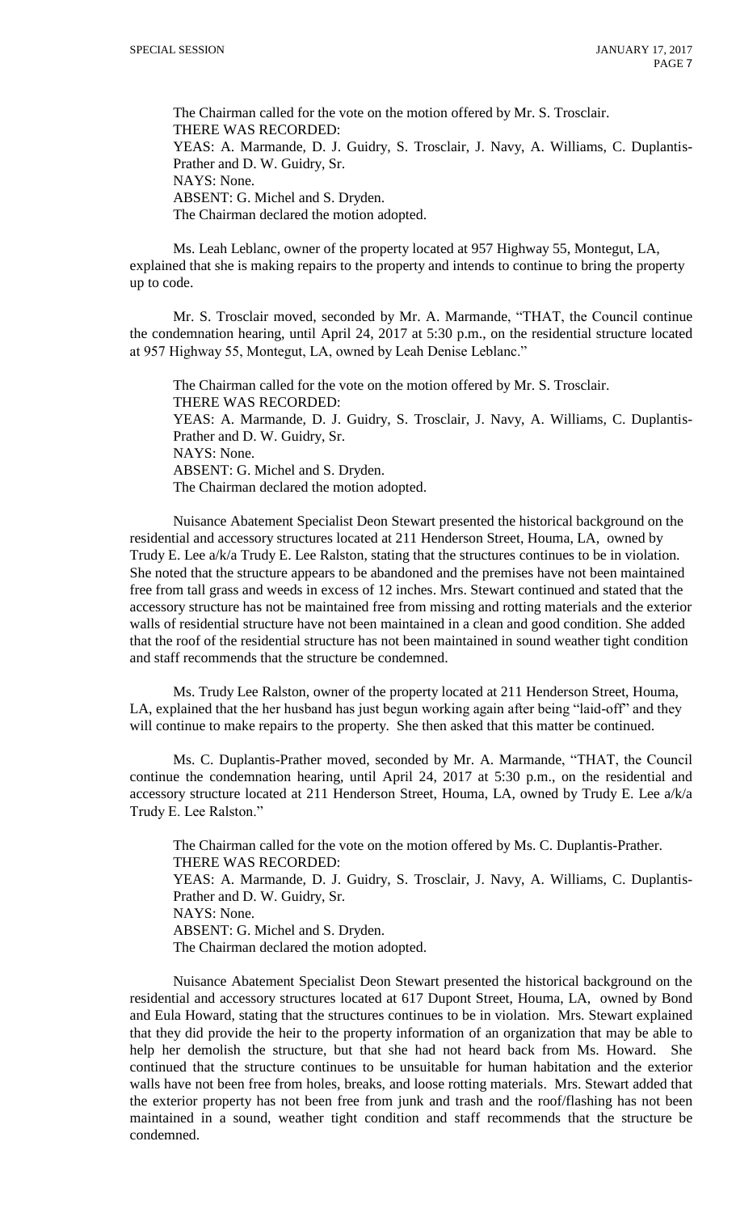The Chairman called for the vote on the motion offered by Mr. S. Trosclair.
THERE WAS RECORDED:
YEAS: A. Marmande, D. J. Guidry, S. Trosclair, J. Navy, A. Williams, C. Duplantis-Prather and D. W. Guidry, Sr.
NAYS: None.
ABSENT: G. Michel and S. Dryden.
The Chairman declared the motion adopted.

Ms. Leah Leblanc, owner of the property located at 957 Highway 55, Montegut, LA, explained that she is making repairs to the property and intends to continue to bring the property up to code.

Mr. S. Trosclair moved, seconded by Mr. A. Marmande, "THAT, the Council continue the condemnation hearing, until April 24, 2017 at 5:30 p.m., on the residential structure located at 957 Highway 55, Montegut, LA, owned by Leah Denise Leblanc."

The Chairman called for the vote on the motion offered by Mr. S. Trosclair.
THERE WAS RECORDED:
YEAS: A. Marmande, D. J. Guidry, S. Trosclair, J. Navy, A. Williams, C. Duplantis-Prather and D. W. Guidry, Sr.
NAYS: None.
ABSENT: G. Michel and S. Dryden.
The Chairman declared the motion adopted.

Nuisance Abatement Specialist Deon Stewart presented the historical background on the residential and accessory structures located at 211 Henderson Street, Houma, LA, owned by Trudy E. Lee a/k/a Trudy E. Lee Ralston, stating that the structures continues to be in violation. She noted that the structure appears to be abandoned and the premises have not been maintained free from tall grass and weeds in excess of 12 inches. Mrs. Stewart continued and stated that the accessory structure has not be maintained free from missing and rotting materials and the exterior walls of residential structure have not been maintained in a clean and good condition. She added that the roof of the residential structure has not been maintained in sound weather tight condition and staff recommends that the structure be condemned.

Ms. Trudy Lee Ralston, owner of the property located at 211 Henderson Street, Houma, LA, explained that the her husband has just begun working again after being "laid-off" and they will continue to make repairs to the property. She then asked that this matter be continued.

Ms. C. Duplantis-Prather moved, seconded by Mr. A. Marmande, "THAT, the Council continue the condemnation hearing, until April 24, 2017 at 5:30 p.m., on the residential and accessory structure located at 211 Henderson Street, Houma, LA, owned by Trudy E. Lee a/k/a Trudy E. Lee Ralston."

The Chairman called for the vote on the motion offered by Ms. C. Duplantis-Prather.
THERE WAS RECORDED:
YEAS: A. Marmande, D. J. Guidry, S. Trosclair, J. Navy, A. Williams, C. Duplantis-Prather and D. W. Guidry, Sr.
NAYS: None.
ABSENT: G. Michel and S. Dryden.
The Chairman declared the motion adopted.

Nuisance Abatement Specialist Deon Stewart presented the historical background on the residential and accessory structures located at 617 Dupont Street, Houma, LA, owned by Bond and Eula Howard, stating that the structures continues to be in violation. Mrs. Stewart explained that they did provide the heir to the property information of an organization that may be able to help her demolish the structure, but that she had not heard back from Ms. Howard. She continued that the structure continues to be unsuitable for human habitation and the exterior walls have not been free from holes, breaks, and loose rotting materials. Mrs. Stewart added that the exterior property has not been free from junk and trash and the roof/flashing has not been maintained in a sound, weather tight condition and staff recommends that the structure be condemned.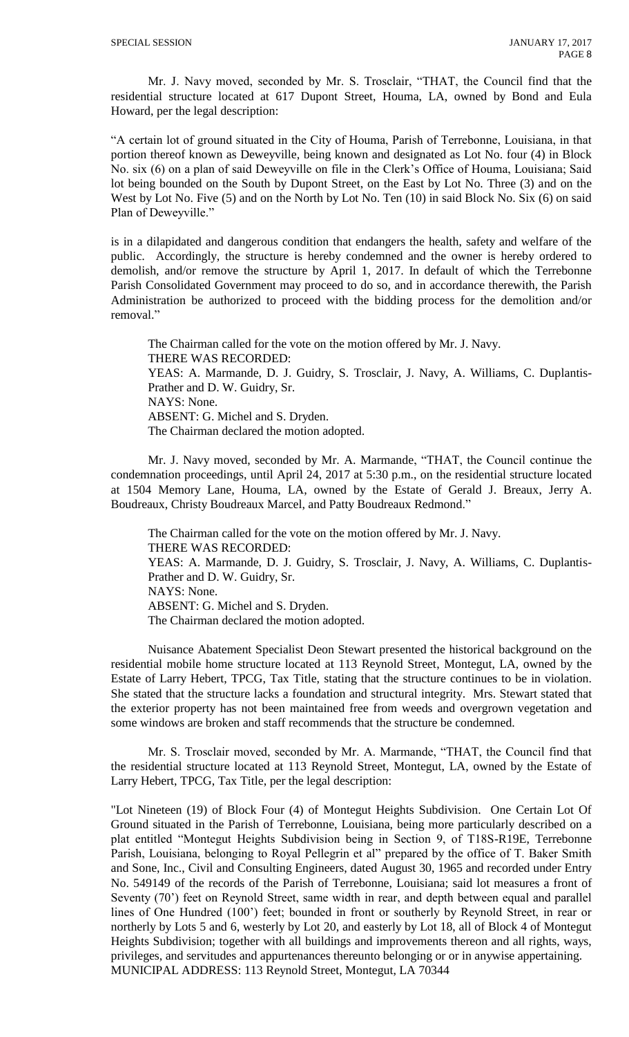Mr. J. Navy moved, seconded by Mr. S. Trosclair, "THAT, the Council find that the residential structure located at 617 Dupont Street, Houma, LA, owned by Bond and Eula Howard, per the legal description:

"A certain lot of ground situated in the City of Houma, Parish of Terrebonne, Louisiana, in that portion thereof known as Deweyville, being known and designated as Lot No. four (4) in Block No. six (6) on a plan of said Deweyville on file in the Clerk's Office of Houma, Louisiana; Said lot being bounded on the South by Dupont Street, on the East by Lot No. Three (3) and on the West by Lot No. Five (5) and on the North by Lot No. Ten (10) in said Block No. Six (6) on said Plan of Deweyville."

is in a dilapidated and dangerous condition that endangers the health, safety and welfare of the public. Accordingly, the structure is hereby condemned and the owner is hereby ordered to demolish, and/or remove the structure by April 1, 2017. In default of which the Terrebonne Parish Consolidated Government may proceed to do so, and in accordance therewith, the Parish Administration be authorized to proceed with the bidding process for the demolition and/or removal."

The Chairman called for the vote on the motion offered by Mr. J. Navy.
THERE WAS RECORDED:
YEAS: A. Marmande, D. J. Guidry, S. Trosclair, J. Navy, A. Williams, C. Duplantis-Prather and D. W. Guidry, Sr.
NAYS: None.
ABSENT: G. Michel and S. Dryden.
The Chairman declared the motion adopted.

Mr. J. Navy moved, seconded by Mr. A. Marmande, "THAT, the Council continue the condemnation proceedings, until April 24, 2017 at 5:30 p.m., on the residential structure located at 1504 Memory Lane, Houma, LA, owned by the Estate of Gerald J. Breaux, Jerry A. Boudreaux, Christy Boudreaux Marcel, and Patty Boudreaux Redmond."

The Chairman called for the vote on the motion offered by Mr. J. Navy.
THERE WAS RECORDED:
YEAS: A. Marmande, D. J. Guidry, S. Trosclair, J. Navy, A. Williams, C. Duplantis-Prather and D. W. Guidry, Sr.
NAYS: None.
ABSENT: G. Michel and S. Dryden.
The Chairman declared the motion adopted.

Nuisance Abatement Specialist Deon Stewart presented the historical background on the residential mobile home structure located at 113 Reynold Street, Montegut, LA, owned by the Estate of Larry Hebert, TPCG, Tax Title, stating that the structure continues to be in violation. She stated that the structure lacks a foundation and structural integrity. Mrs. Stewart stated that the exterior property has not been maintained free from weeds and overgrown vegetation and some windows are broken and staff recommends that the structure be condemned.

Mr. S. Trosclair moved, seconded by Mr. A. Marmande, "THAT, the Council find that the residential structure located at 113 Reynold Street, Montegut, LA, owned by the Estate of Larry Hebert, TPCG, Tax Title, per the legal description:

"Lot Nineteen (19) of Block Four (4) of Montegut Heights Subdivision. One Certain Lot Of Ground situated in the Parish of Terrebonne, Louisiana, being more particularly described on a plat entitled "Montegut Heights Subdivision being in Section 9, of T18S-R19E, Terrebonne Parish, Louisiana, belonging to Royal Pellegrin et al" prepared by the office of T. Baker Smith and Sone, Inc., Civil and Consulting Engineers, dated August 30, 1965 and recorded under Entry No. 549149 of the records of the Parish of Terrebonne, Louisiana; said lot measures a front of Seventy (70') feet on Reynold Street, same width in rear, and depth between equal and parallel lines of One Hundred (100') feet; bounded in front or southerly by Reynold Street, in rear or northerly by Lots 5 and 6, westerly by Lot 20, and easterly by Lot 18, all of Block 4 of Montegut Heights Subdivision; together with all buildings and improvements thereon and all rights, ways, privileges, and servitudes and appurtenances thereunto belonging or or in anywise appertaining. MUNICIPAL ADDRESS: 113 Reynold Street, Montegut, LA 70344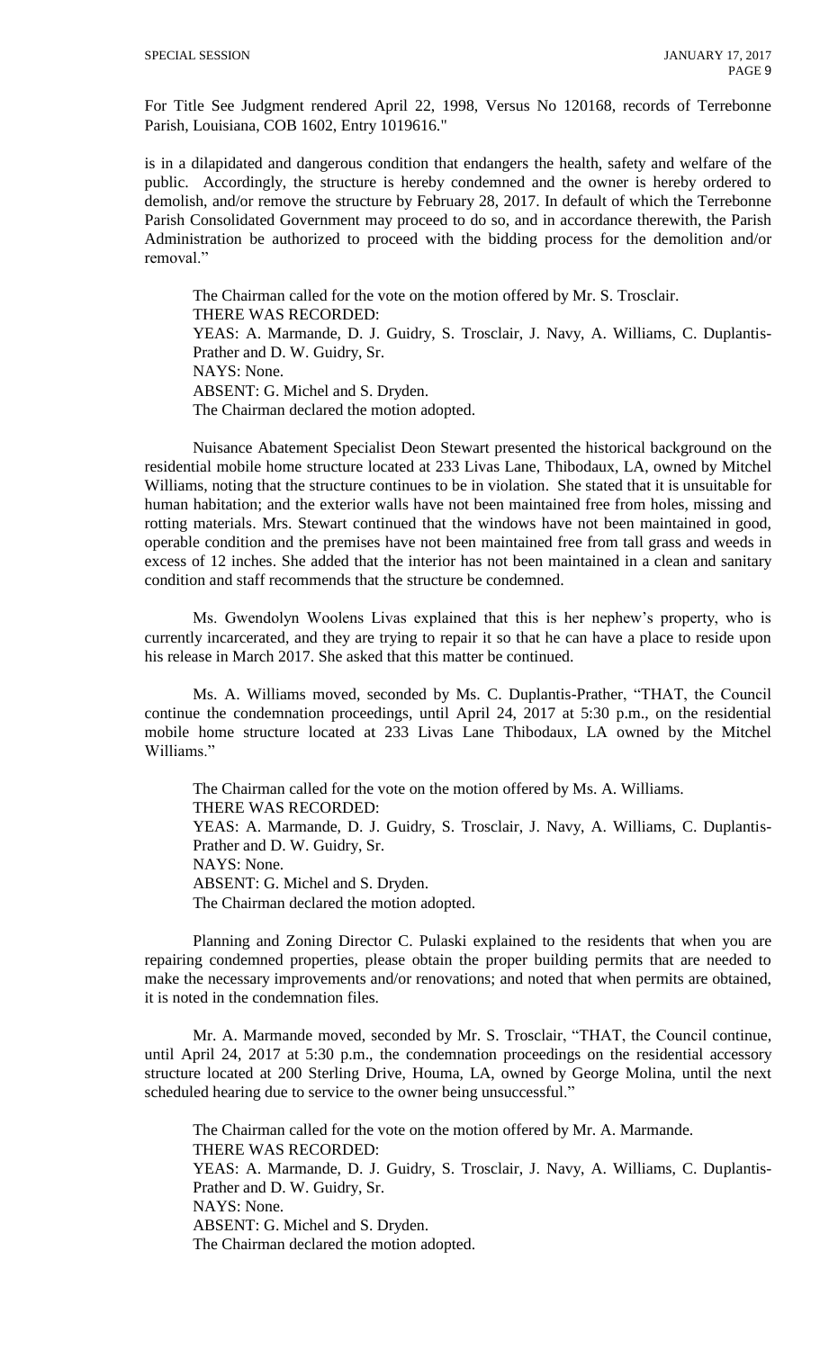For Title See Judgment rendered April 22, 1998, Versus No 120168, records of Terrebonne Parish, Louisiana, COB 1602, Entry 1019616."

is in a dilapidated and dangerous condition that endangers the health, safety and welfare of the public. Accordingly, the structure is hereby condemned and the owner is hereby ordered to demolish, and/or remove the structure by February 28, 2017. In default of which the Terrebonne Parish Consolidated Government may proceed to do so, and in accordance therewith, the Parish Administration be authorized to proceed with the bidding process for the demolition and/or removal."

The Chairman called for the vote on the motion offered by Mr. S. Trosclair.
THERE WAS RECORDED:
YEAS: A. Marmande, D. J. Guidry, S. Trosclair, J. Navy, A. Williams, C. Duplantis-Prather and D. W. Guidry, Sr.
NAYS: None.
ABSENT: G. Michel and S. Dryden.
The Chairman declared the motion adopted.

Nuisance Abatement Specialist Deon Stewart presented the historical background on the residential mobile home structure located at 233 Livas Lane, Thibodaux, LA, owned by Mitchel Williams, noting that the structure continues to be in violation. She stated that it is unsuitable for human habitation; and the exterior walls have not been maintained free from holes, missing and rotting materials. Mrs. Stewart continued that the windows have not been maintained in good, operable condition and the premises have not been maintained free from tall grass and weeds in excess of 12 inches. She added that the interior has not been maintained in a clean and sanitary condition and staff recommends that the structure be condemned.

Ms. Gwendolyn Woolens Livas explained that this is her nephew's property, who is currently incarcerated, and they are trying to repair it so that he can have a place to reside upon his release in March 2017. She asked that this matter be continued.

Ms. A. Williams moved, seconded by Ms. C. Duplantis-Prather, "THAT, the Council continue the condemnation proceedings, until April 24, 2017 at 5:30 p.m., on the residential mobile home structure located at 233 Livas Lane Thibodaux, LA owned by the Mitchel Williams."

The Chairman called for the vote on the motion offered by Ms. A. Williams.
THERE WAS RECORDED:
YEAS: A. Marmande, D. J. Guidry, S. Trosclair, J. Navy, A. Williams, C. Duplantis-Prather and D. W. Guidry, Sr.
NAYS: None.
ABSENT: G. Michel and S. Dryden.
The Chairman declared the motion adopted.

Planning and Zoning Director C. Pulaski explained to the residents that when you are repairing condemned properties, please obtain the proper building permits that are needed to make the necessary improvements and/or renovations; and noted that when permits are obtained, it is noted in the condemnation files.

Mr. A. Marmande moved, seconded by Mr. S. Trosclair, "THAT, the Council continue, until April 24, 2017 at 5:30 p.m., the condemnation proceedings on the residential accessory structure located at 200 Sterling Drive, Houma, LA, owned by George Molina, until the next scheduled hearing due to service to the owner being unsuccessful."

The Chairman called for the vote on the motion offered by Mr. A. Marmande.
THERE WAS RECORDED:
YEAS: A. Marmande, D. J. Guidry, S. Trosclair, J. Navy, A. Williams, C. Duplantis-Prather and D. W. Guidry, Sr.
NAYS: None.
ABSENT: G. Michel and S. Dryden.
The Chairman declared the motion adopted.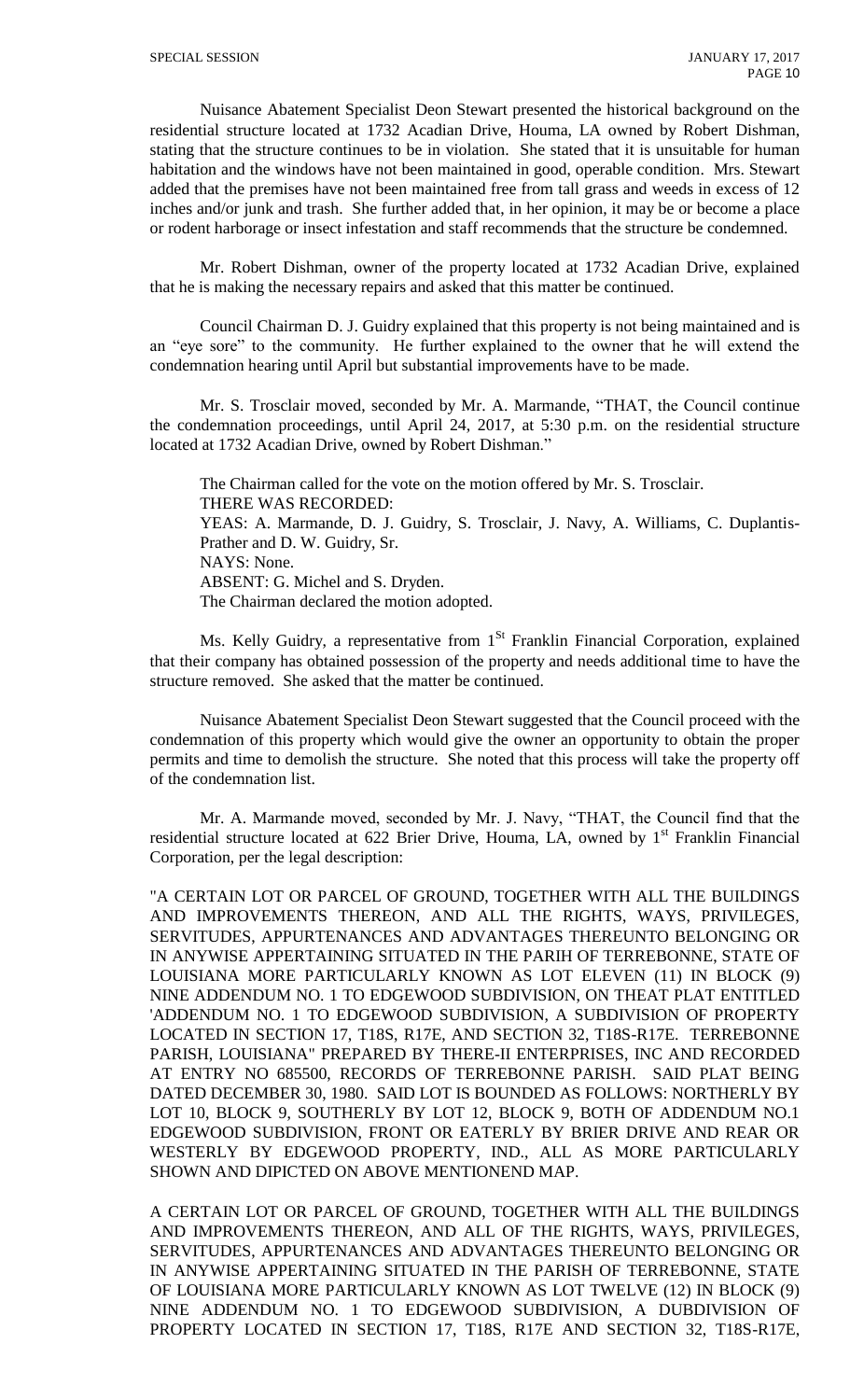Nuisance Abatement Specialist Deon Stewart presented the historical background on the residential structure located at 1732 Acadian Drive, Houma, LA owned by Robert Dishman, stating that the structure continues to be in violation. She stated that it is unsuitable for human habitation and the windows have not been maintained in good, operable condition. Mrs. Stewart added that the premises have not been maintained free from tall grass and weeds in excess of 12 inches and/or junk and trash. She further added that, in her opinion, it may be or become a place or rodent harborage or insect infestation and staff recommends that the structure be condemned.

Mr. Robert Dishman, owner of the property located at 1732 Acadian Drive, explained that he is making the necessary repairs and asked that this matter be continued.

Council Chairman D. J. Guidry explained that this property is not being maintained and is an "eye sore" to the community. He further explained to the owner that he will extend the condemnation hearing until April but substantial improvements have to be made.

Mr. S. Trosclair moved, seconded by Mr. A. Marmande, "THAT, the Council continue the condemnation proceedings, until April 24, 2017, at 5:30 p.m. on the residential structure located at 1732 Acadian Drive, owned by Robert Dishman."

The Chairman called for the vote on the motion offered by Mr. S. Trosclair.
THERE WAS RECORDED:
YEAS: A. Marmande, D. J. Guidry, S. Trosclair, J. Navy, A. Williams, C. Duplantis-Prather and D. W. Guidry, Sr.
NAYS: None.
ABSENT: G. Michel and S. Dryden.
The Chairman declared the motion adopted.

Ms. Kelly Guidry, a representative from 1st Franklin Financial Corporation, explained that their company has obtained possession of the property and needs additional time to have the structure removed. She asked that the matter be continued.

Nuisance Abatement Specialist Deon Stewart suggested that the Council proceed with the condemnation of this property which would give the owner an opportunity to obtain the proper permits and time to demolish the structure. She noted that this process will take the property off of the condemnation list.

Mr. A. Marmande moved, seconded by Mr. J. Navy, "THAT, the Council find that the residential structure located at 622 Brier Drive, Houma, LA, owned by 1st Franklin Financial Corporation, per the legal description:

"A CERTAIN LOT OR PARCEL OF GROUND, TOGETHER WITH ALL THE BUILDINGS AND IMPROVEMENTS THEREON, AND ALL THE RIGHTS, WAYS, PRIVILEGES, SERVITUDES, APPURTENANCES AND ADVANTAGES THEREUNTO BELONGING OR IN ANYWISE APPERTAINING SITUATED IN THE PARIH OF TERREBONNE, STATE OF LOUISIANA MORE PARTICULARLY KNOWN AS LOT ELEVEN (11) IN BLOCK (9) NINE ADDENDUM NO. 1 TO EDGEWOOD SUBDIVISION, ON THEAT PLAT ENTITLED 'ADDENDUM NO. 1 TO EDGEWOOD SUBDIVISION, A SUBDIVISION OF PROPERTY LOCATED IN SECTION 17, T18S, R17E, AND SECTION 32, T18S-R17E. TERREBONNE PARISH, LOUISIANA" PREPARED BY THERE-II ENTERPRISES, INC AND RECORDED AT ENTRY NO 685500, RECORDS OF TERREBONNE PARISH. SAID PLAT BEING DATED DECEMBER 30, 1980. SAID LOT IS BOUNDED AS FOLLOWS: NORTHERLY BY LOT 10, BLOCK 9, SOUTHERLY BY LOT 12, BLOCK 9, BOTH OF ADDENDUM NO.1 EDGEWOOD SUBDIVISION, FRONT OR EATERLY BY BRIER DRIVE AND REAR OR WESTERLY BY EDGEWOOD PROPERTY, IND., ALL AS MORE PARTICULARLY SHOWN AND DIPICTED ON ABOVE MENTIONEND MAP.

A CERTAIN LOT OR PARCEL OF GROUND, TOGETHER WITH ALL THE BUILDINGS AND IMPROVEMENTS THEREON, AND ALL OF THE RIGHTS, WAYS, PRIVILEGES, SERVITUDES, APPURTENANCES AND ADVANTAGES THEREUNTO BELONGING OR IN ANYWISE APPERTAINING SITUATED IN THE PARISH OF TERREBONNE, STATE OF LOUISIANA MORE PARTICULARLY KNOWN AS LOT TWELVE (12) IN BLOCK (9) NINE ADDENDUM NO. 1 TO EDGEWOOD SUBDIVISION, A DUBDIVISION OF PROPERTY LOCATED IN SECTION 17, T18S, R17E AND SECTION 32, T18S-R17E,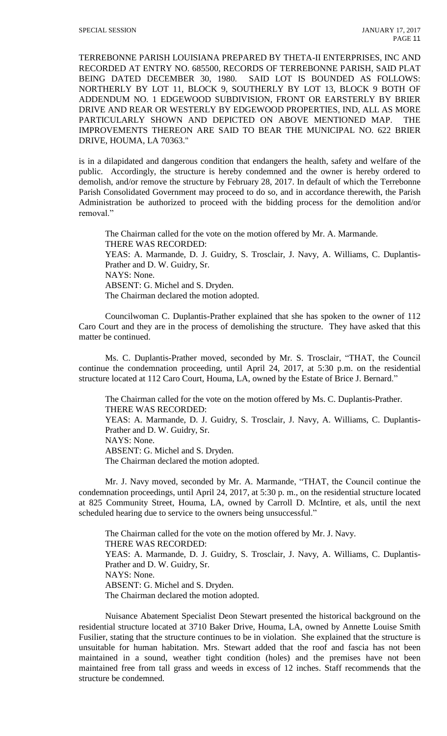TERREBONNE PARISH LOUISIANA PREPARED BY THETA-II ENTERPRISES, INC AND RECORDED AT ENTRY NO. 685500, RECORDS OF TERREBONNE PARISH, SAID PLAT BEING DATED DECEMBER 30, 1980. SAID LOT IS BOUNDED AS FOLLOWS: NORTHERLY BY LOT 11, BLOCK 9, SOUTHERLY BY LOT 13, BLOCK 9 BOTH OF ADDENDUM NO. 1 EDGEWOOD SUBDIVISION, FRONT OR EARSTERLY BY BRIER DRIVE AND REAR OR WESTERLY BY EDGEWOOD PROPERTIES, IND, ALL AS MORE PARTICULARLY SHOWN AND DEPICTED ON ABOVE MENTIONED MAP. THE IMPROVEMENTS THEREON ARE SAID TO BEAR THE MUNICIPAL NO. 622 BRIER DRIVE, HOUMA, LA 70363."

is in a dilapidated and dangerous condition that endangers the health, safety and welfare of the public. Accordingly, the structure is hereby condemned and the owner is hereby ordered to demolish, and/or remove the structure by February 28, 2017. In default of which the Terrebonne Parish Consolidated Government may proceed to do so, and in accordance therewith, the Parish Administration be authorized to proceed with the bidding process for the demolition and/or removal."

The Chairman called for the vote on the motion offered by Mr. A. Marmande.
THERE WAS RECORDED:
YEAS: A. Marmande, D. J. Guidry, S. Trosclair, J. Navy, A. Williams, C. Duplantis-Prather and D. W. Guidry, Sr.
NAYS: None.
ABSENT: G. Michel and S. Dryden.
The Chairman declared the motion adopted.

Councilwoman C. Duplantis-Prather explained that she has spoken to the owner of 112 Caro Court and they are in the process of demolishing the structure. They have asked that this matter be continued.

Ms. C. Duplantis-Prather moved, seconded by Mr. S. Trosclair, "THAT, the Council continue the condemnation proceeding, until April 24, 2017, at 5:30 p.m. on the residential structure located at 112 Caro Court, Houma, LA, owned by the Estate of Brice J. Bernard."

The Chairman called for the vote on the motion offered by Ms. C. Duplantis-Prather.
THERE WAS RECORDED:
YEAS: A. Marmande, D. J. Guidry, S. Trosclair, J. Navy, A. Williams, C. Duplantis-Prather and D. W. Guidry, Sr.
NAYS: None.
ABSENT: G. Michel and S. Dryden.
The Chairman declared the motion adopted.

Mr. J. Navy moved, seconded by Mr. A. Marmande, "THAT, the Council continue the condemnation proceedings, until April 24, 2017, at 5:30 p. m., on the residential structure located at 825 Community Street, Houma, LA, owned by Carroll D. McIntire, et als, until the next scheduled hearing due to service to the owners being unsuccessful."

The Chairman called for the vote on the motion offered by Mr. J. Navy.
THERE WAS RECORDED:
YEAS: A. Marmande, D. J. Guidry, S. Trosclair, J. Navy, A. Williams, C. Duplantis-Prather and D. W. Guidry, Sr.
NAYS: None.
ABSENT: G. Michel and S. Dryden.
The Chairman declared the motion adopted.

Nuisance Abatement Specialist Deon Stewart presented the historical background on the residential structure located at 3710 Baker Drive, Houma, LA, owned by Annette Louise Smith Fusilier, stating that the structure continues to be in violation. She explained that the structure is unsuitable for human habitation. Mrs. Stewart added that the roof and fascia has not been maintained in a sound, weather tight condition (holes) and the premises have not been maintained free from tall grass and weeds in excess of 12 inches. Staff recommends that the structure be condemned.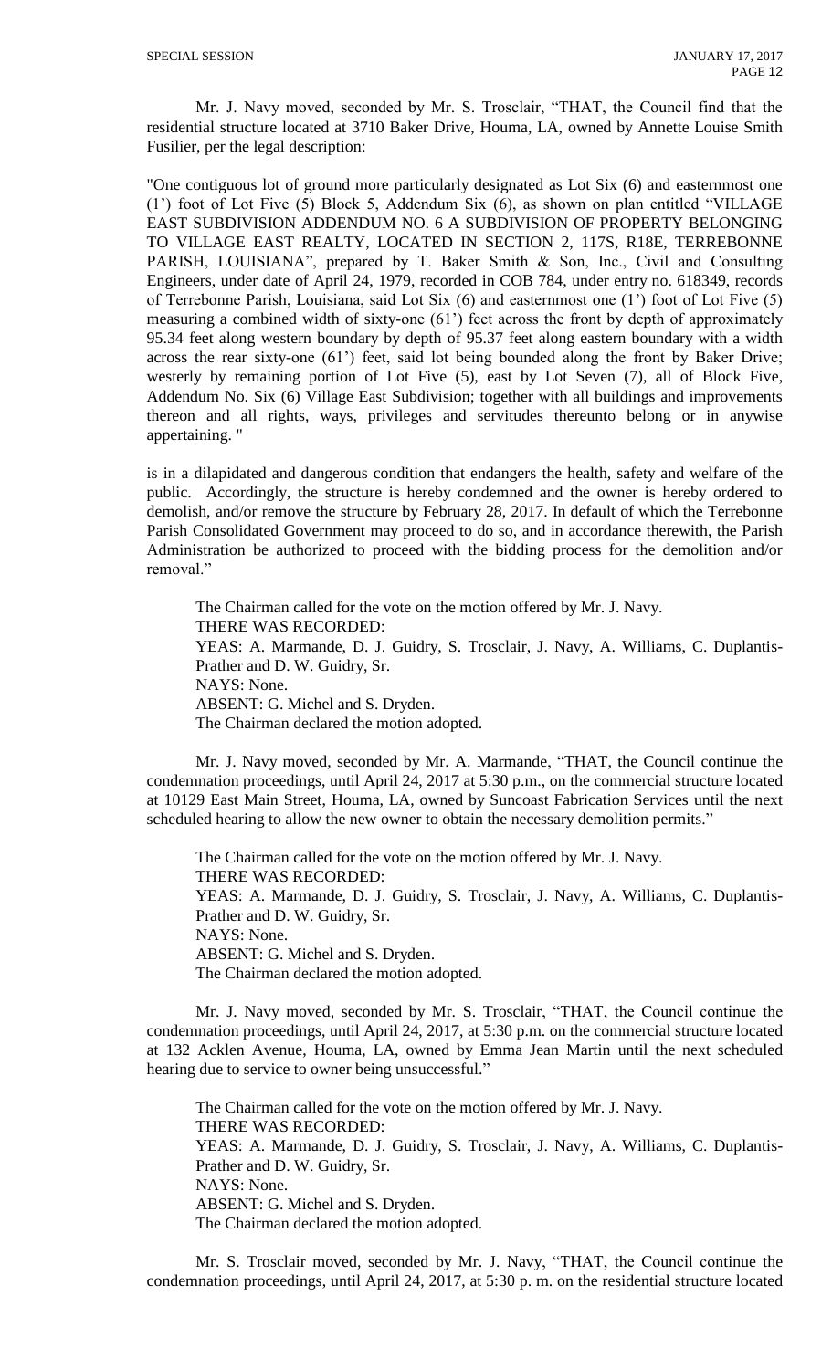Mr. J. Navy moved, seconded by Mr. S. Trosclair, "THAT, the Council find that the residential structure located at 3710 Baker Drive, Houma, LA, owned by Annette Louise Smith Fusilier, per the legal description:

"One contiguous lot of ground more particularly designated as Lot Six (6) and easternmost one (1') foot of Lot Five (5) Block 5, Addendum Six (6), as shown on plan entitled "VILLAGE EAST SUBDIVISION ADDENDUM NO. 6 A SUBDIVISION OF PROPERTY BELONGING TO VILLAGE EAST REALTY, LOCATED IN SECTION 2, 117S, R18E, TERREBONNE PARISH, LOUISIANA", prepared by T. Baker Smith & Son, Inc., Civil and Consulting Engineers, under date of April 24, 1979, recorded in COB 784, under entry no. 618349, records of Terrebonne Parish, Louisiana, said Lot Six (6) and easternmost one (1') foot of Lot Five (5) measuring a combined width of sixty-one (61') feet across the front by depth of approximately 95.34 feet along western boundary by depth of 95.37 feet along eastern boundary with a width across the rear sixty-one (61') feet, said lot being bounded along the front by Baker Drive; westerly by remaining portion of Lot Five (5), east by Lot Seven (7), all of Block Five, Addendum No. Six (6) Village East Subdivision; together with all buildings and improvements thereon and all rights, ways, privileges and servitudes thereunto belong or in anywise appertaining. "

is in a dilapidated and dangerous condition that endangers the health, safety and welfare of the public. Accordingly, the structure is hereby condemned and the owner is hereby ordered to demolish, and/or remove the structure by February 28, 2017. In default of which the Terrebonne Parish Consolidated Government may proceed to do so, and in accordance therewith, the Parish Administration be authorized to proceed with the bidding process for the demolition and/or removal."

The Chairman called for the vote on the motion offered by Mr. J. Navy.
THERE WAS RECORDED:
YEAS: A. Marmande, D. J. Guidry, S. Trosclair, J. Navy, A. Williams, C. Duplantis-Prather and D. W. Guidry, Sr.
NAYS: None.
ABSENT: G. Michel and S. Dryden.
The Chairman declared the motion adopted.

Mr. J. Navy moved, seconded by Mr. A. Marmande, "THAT, the Council continue the condemnation proceedings, until April 24, 2017 at 5:30 p.m., on the commercial structure located at 10129 East Main Street, Houma, LA, owned by Suncoast Fabrication Services until the next scheduled hearing to allow the new owner to obtain the necessary demolition permits."

The Chairman called for the vote on the motion offered by Mr. J. Navy.
THERE WAS RECORDED:
YEAS: A. Marmande, D. J. Guidry, S. Trosclair, J. Navy, A. Williams, C. Duplantis-Prather and D. W. Guidry, Sr.
NAYS: None.
ABSENT: G. Michel and S. Dryden.
The Chairman declared the motion adopted.

Mr. J. Navy moved, seconded by Mr. S. Trosclair, "THAT, the Council continue the condemnation proceedings, until April 24, 2017, at 5:30 p.m. on the commercial structure located at 132 Acklen Avenue, Houma, LA, owned by Emma Jean Martin until the next scheduled hearing due to service to owner being unsuccessful."

The Chairman called for the vote on the motion offered by Mr. J. Navy.
THERE WAS RECORDED:
YEAS: A. Marmande, D. J. Guidry, S. Trosclair, J. Navy, A. Williams, C. Duplantis-Prather and D. W. Guidry, Sr.
NAYS: None.
ABSENT: G. Michel and S. Dryden.
The Chairman declared the motion adopted.

Mr. S. Trosclair moved, seconded by Mr. J. Navy, "THAT, the Council continue the condemnation proceedings, until April 24, 2017, at 5:30 p. m. on the residential structure located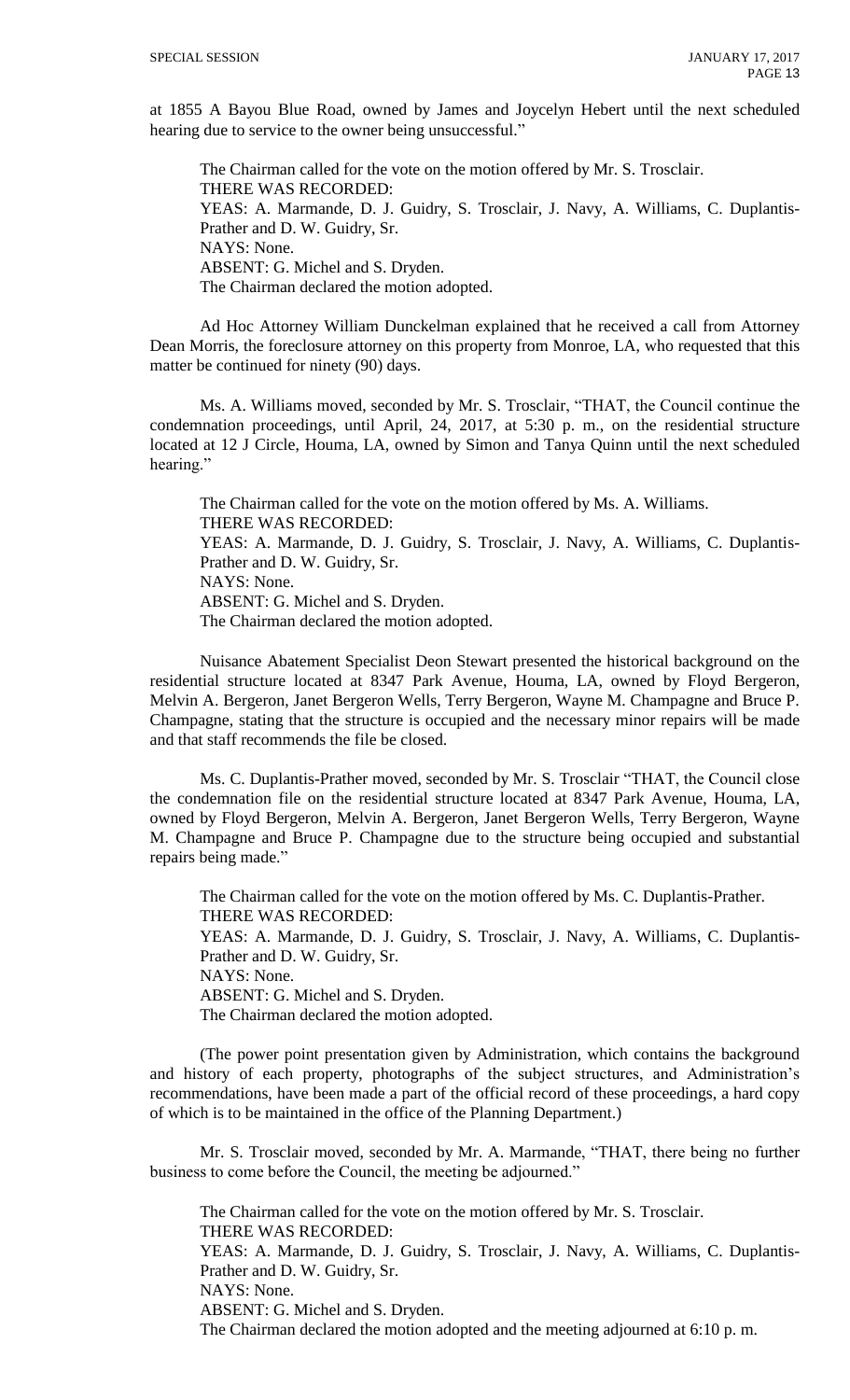at 1855 A Bayou Blue Road, owned by James and Joycelyn Hebert until the next scheduled hearing due to service to the owner being unsuccessful."

The Chairman called for the vote on the motion offered by Mr. S. Trosclair.
THERE WAS RECORDED:
YEAS: A. Marmande, D. J. Guidry, S. Trosclair, J. Navy, A. Williams, C. Duplantis-Prather and D. W. Guidry, Sr.
NAYS: None.
ABSENT: G. Michel and S. Dryden.
The Chairman declared the motion adopted.

Ad Hoc Attorney William Dunckelman explained that he received a call from Attorney Dean Morris, the foreclosure attorney on this property from Monroe, LA, who requested that this matter be continued for ninety (90) days.

Ms. A. Williams moved, seconded by Mr. S. Trosclair, "THAT, the Council continue the condemnation proceedings, until April, 24, 2017, at 5:30 p. m., on the residential structure located at 12 J Circle, Houma, LA, owned by Simon and Tanya Quinn until the next scheduled hearing."

The Chairman called for the vote on the motion offered by Ms. A. Williams.
THERE WAS RECORDED:
YEAS: A. Marmande, D. J. Guidry, S. Trosclair, J. Navy, A. Williams, C. Duplantis-Prather and D. W. Guidry, Sr.
NAYS: None.
ABSENT: G. Michel and S. Dryden.
The Chairman declared the motion adopted.

Nuisance Abatement Specialist Deon Stewart presented the historical background on the residential structure located at 8347 Park Avenue, Houma, LA, owned by Floyd Bergeron, Melvin A. Bergeron, Janet Bergeron Wells, Terry Bergeron, Wayne M. Champagne and Bruce P. Champagne, stating that the structure is occupied and the necessary minor repairs will be made and that staff recommends the file be closed.

Ms. C. Duplantis-Prather moved, seconded by Mr. S. Trosclair "THAT, the Council close the condemnation file on the residential structure located at 8347 Park Avenue, Houma, LA, owned by Floyd Bergeron, Melvin A. Bergeron, Janet Bergeron Wells, Terry Bergeron, Wayne M. Champagne and Bruce P. Champagne due to the structure being occupied and substantial repairs being made."

The Chairman called for the vote on the motion offered by Ms. C. Duplantis-Prather.
THERE WAS RECORDED:
YEAS: A. Marmande, D. J. Guidry, S. Trosclair, J. Navy, A. Williams, C. Duplantis-Prather and D. W. Guidry, Sr.
NAYS: None.
ABSENT: G. Michel and S. Dryden.
The Chairman declared the motion adopted.

(The power point presentation given by Administration, which contains the background and history of each property, photographs of the subject structures, and Administration's recommendations, have been made a part of the official record of these proceedings, a hard copy of which is to be maintained in the office of the Planning Department.)

Mr. S. Trosclair moved, seconded by Mr. A. Marmande, "THAT, there being no further business to come before the Council, the meeting be adjourned."

The Chairman called for the vote on the motion offered by Mr. S. Trosclair.
THERE WAS RECORDED:
YEAS: A. Marmande, D. J. Guidry, S. Trosclair, J. Navy, A. Williams, C. Duplantis-Prather and D. W. Guidry, Sr.
NAYS: None.
ABSENT: G. Michel and S. Dryden.
The Chairman declared the motion adopted and the meeting adjourned at 6:10 p. m.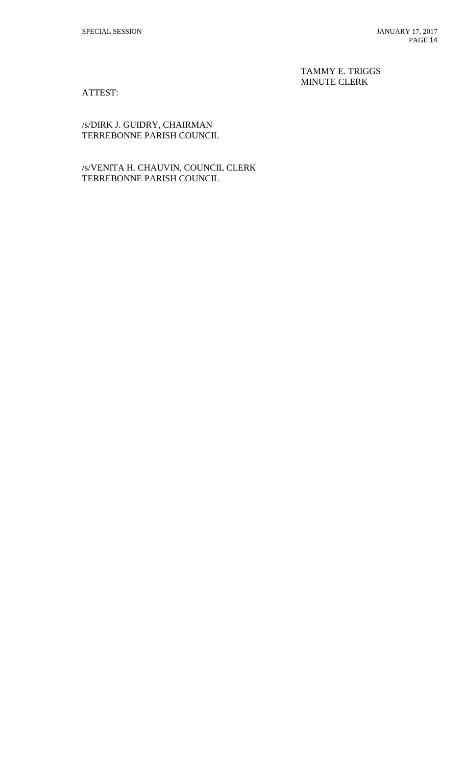TAMMY E. TRIGGS
MINUTE CLERK

ATTEST:

/s/DIRK J. GUIDRY, CHAIRMAN
TERREBONNE PARISH COUNCIL

/s/VENITA H. CHAUVIN, COUNCIL CLERK
TERREBONNE PARISH COUNCIL